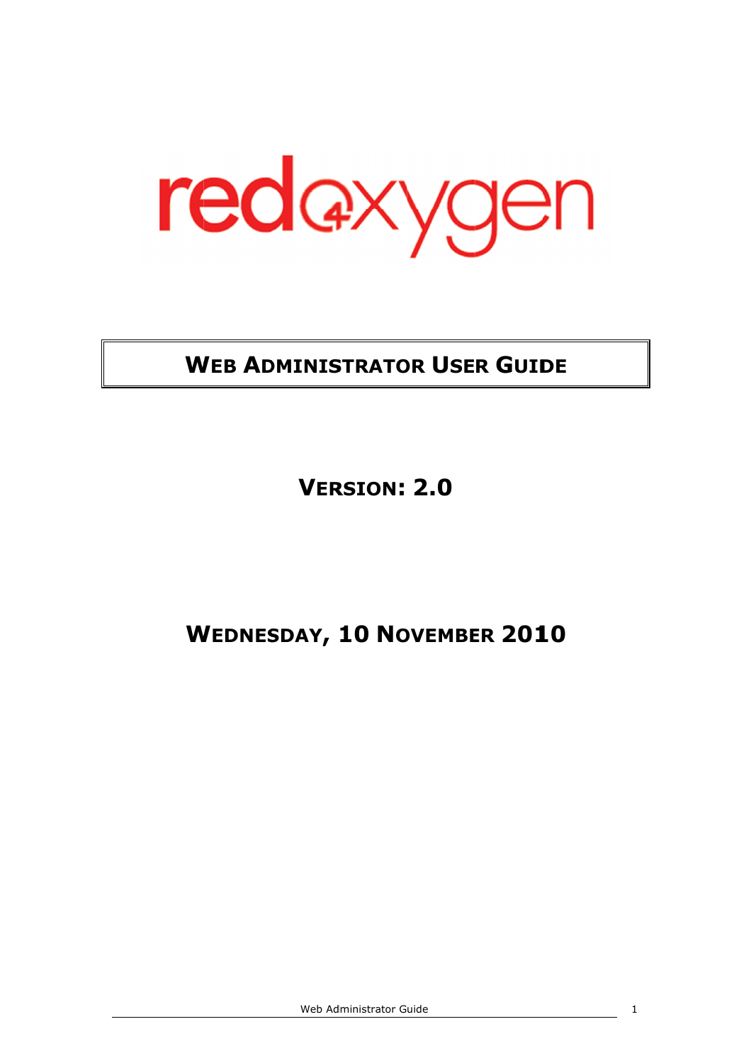redoxygen

# Web Administrator User Guide

## Version: 2.0

## Wednesday, 10 November 2010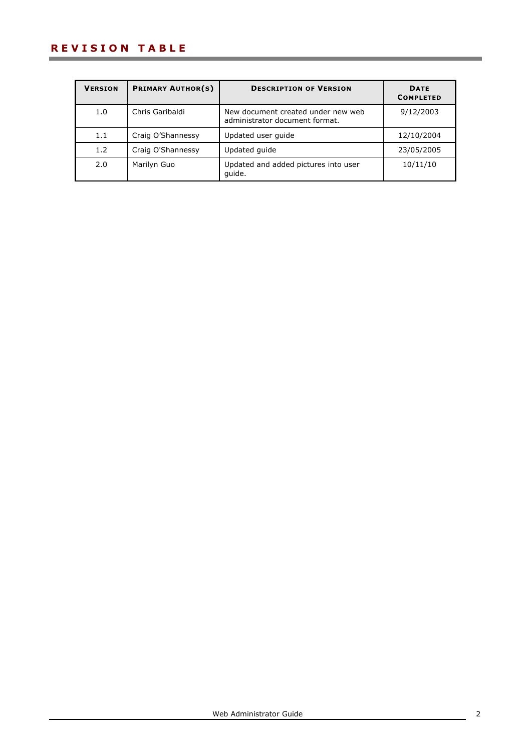# REVISION TABLE

| VERSION | PRIMARY AUTHOR(S) | DESCRIPTION OF VERSION | DATE COMPLETED |
|---|---|---|---|
| 1.0 | Chris Garibaldi | New document created under new web administrator document format. | 9/12/2003 |
| 1.1 | Craig O'Shannessy | Updated user guide | 12/10/2004 |
| 1.2 | Craig O'Shannessy | Updated guide | 23/05/2005 |
| 2.0 | Marilyn Guo | Updated and added pictures into user guide. | 10/11/10 |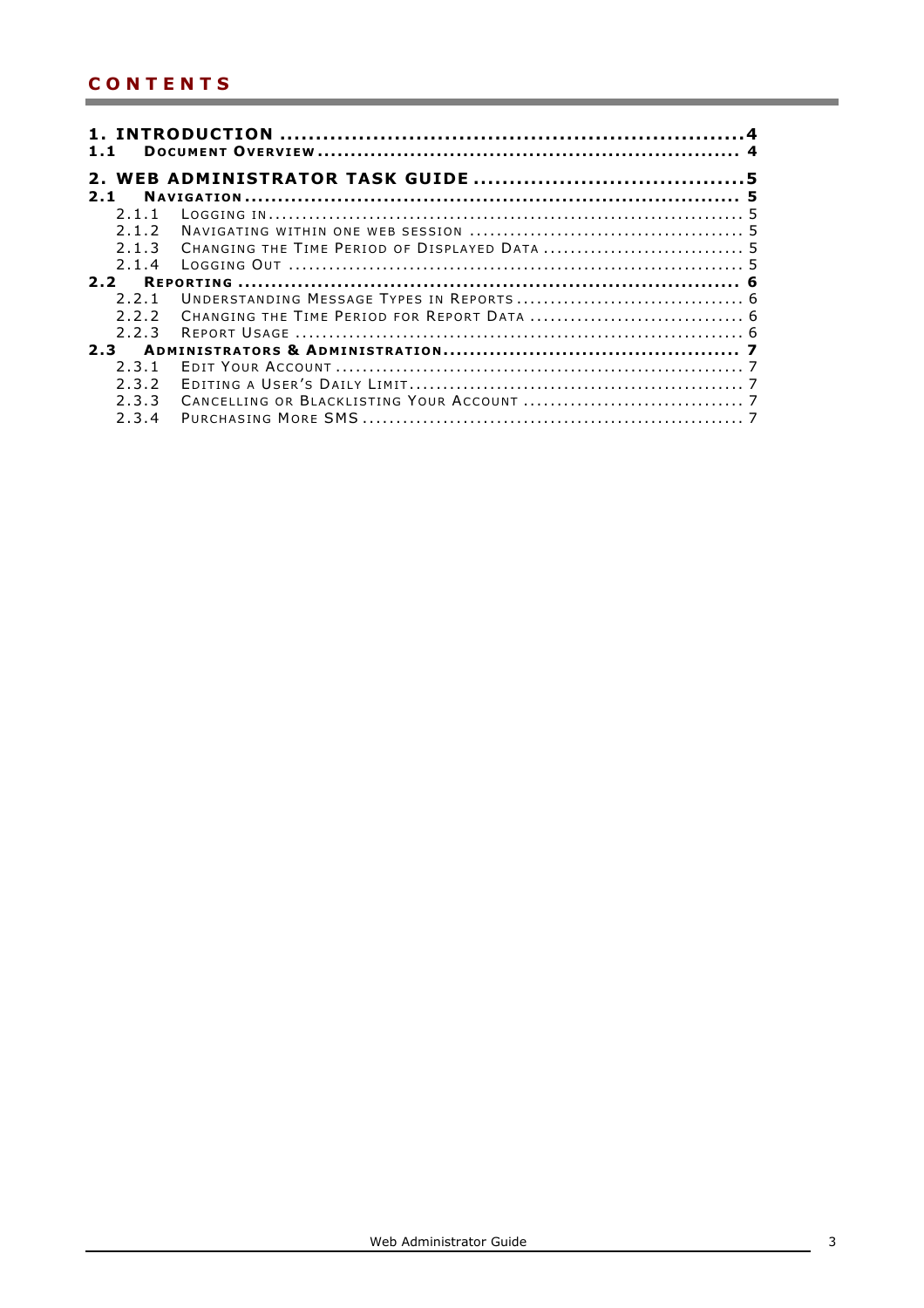# CONTENTS

**1. INTRODUCTION ................................................................ 4**
**1.1 DOCUMENT OVERVIEW ................................................................ 4**

**2. WEB ADMINISTRATOR TASK GUIDE ................................................................ 5**
**2.1 NAVIGATION ................................................................ 5**
- 2.1.1 LOGGING IN ................................................................ 5
- 2.1.2 NAVIGATING WITHIN ONE WEB SESSION ................................................................ 5
- 2.1.3 CHANGING THE TIME PERIOD OF DISPLAYED DATA ................................................................ 5
- 2.1.4 LOGGING OUT ................................................................ 5

**2.2 REPORTING ................................................................ 6**
- 2.2.1 UNDERSTANDING MESSAGE TYPES IN REPORTS ................................................................ 6
- 2.2.2 CHANGING THE TIME PERIOD FOR REPORT DATA ................................................................ 6
- 2.2.3 REPORT USAGE ................................................................ 6

**2.3 ADMINISTRATORS & ADMINISTRATION ................................................................ 7**
- 2.3.1 EDIT YOUR ACCOUNT ................................................................ 7
- 2.3.2 EDITING A USER'S DAILY LIMIT ................................................................ 7
- 2.3.3 CANCELLING OR BLACKLISTING YOUR ACCOUNT ................................................................ 7
- 2.3.4 PURCHASING MORE SMS ................................................................ 7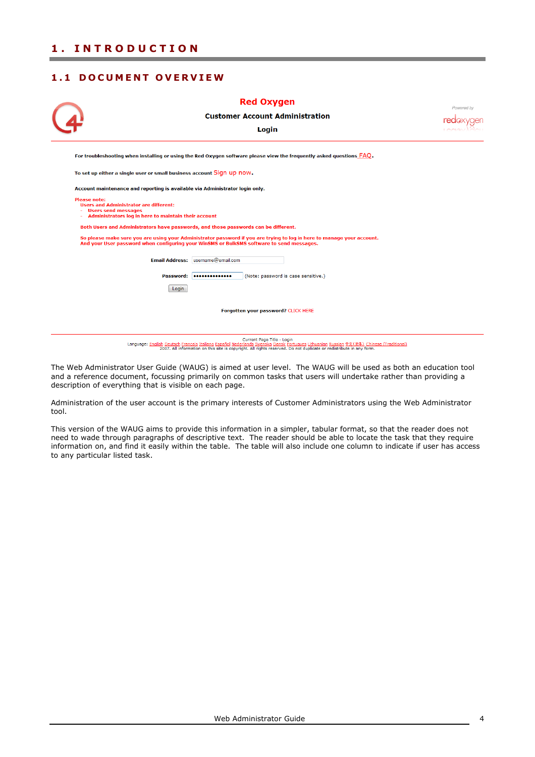# 1. INTRODUCTION

## 1.1 DOCUMENT OVERVIEW

The Web Administrator User Guide (WAUG) is aimed at user level. The WAUG will be used as both an education tool and a reference document, focussing primarily on common tasks that users will undertake rather than providing a description of everything that is visible on each page.

Administration of the user account is the primary interests of Customer Administrators using the Web Administrator tool.

This version of the WAUG aims to provide this information in a simpler, tabular format, so that the reader does not need to wade through paragraphs of descriptive text. The reader should be able to locate the task that they require information on, and find it easily within the table. The table will also include one column to indicate if user has access to any particular listed task.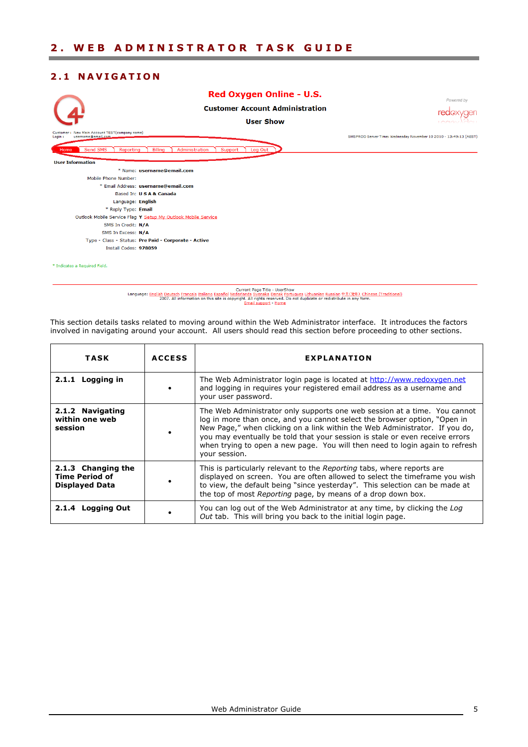# 2. WEB ADMINISTRATOR TASK GUIDE

## 2.1 NAVIGATION

**Red Oxygen Online - U.S.**

**Customer Account Administration**

**User Show**

Powered by redoxygen

Customer : New Main Account TEST(company name)
Login : username@email.com

SMSPROD Server Time: Wednesday November 10 2010 - 13:49:13 (AEST)

Home | Send SMS | Reporting | Billing | Administration | Support | Log Out

**User Information**

| | |
|---|---|
| * Name: | **username@email.com** |
| Mobile Phone Number: | |
| * Email Address: | **username@email.com** |
| Based In: | **U S A & Canada** |
| Language: | **English** |
| * Reply Type: | **Email** |
| Outlook Mobile Service Flag | **Y** Setup My Outlook Mobile Service |
| SMS In Credit: | **N/A** |
| SMS In Excess: | **N/A** |
| Type - Class - Status: | **Pre Paid - Corporate - Active** |
| Install Codes: | **978059** |

\* Indicates a Required Field.

Current Page Title - UserShow
Language: English Deutsch Francais Italiano Español Nederlands Svenska Dansk Portugues Lithuanian Russian 中文(简体) Chinese (Traditional)
2007. All information on this site is copyright. All rights reserved. Do not duplicate or redistribute in any form.
Email support - Home

This section details tasks related to moving around within the Web Administrator interface. It introduces the factors involved in navigating around your account. All users should read this section before proceeding to other sections.

| TASK | ACCESS | EXPLANATION |
|---|---|---|
| **2.1.1 Logging in** | • | The Web Administrator login page is located at http://www.redoxygen.net and logging in requires your registered email address as a username and your user password. |
| **2.1.2 Navigating within one web session** | • | The Web Administrator only supports one web session at a time. You cannot log in more than once, and you cannot select the browser option, "Open in New Page," when clicking on a link within the Web Administrator. If you do, you may eventually be told that your session is stale or even receive errors when trying to open a new page. You will then need to login again to refresh your session. |
| **2.1.3 Changing the Time Period of Displayed Data** | • | This is particularly relevant to the *Reporting* tabs, where reports are displayed on screen. You are often allowed to select the timeframe you wish to view, the default being "since yesterday". This selection can be made at the top of most *Reporting* page, by means of a drop down box. |
| **2.1.4 Logging Out** | • | You can log out of the Web Administrator at any time, by clicking the *Log Out* tab. This will bring you back to the initial login page. |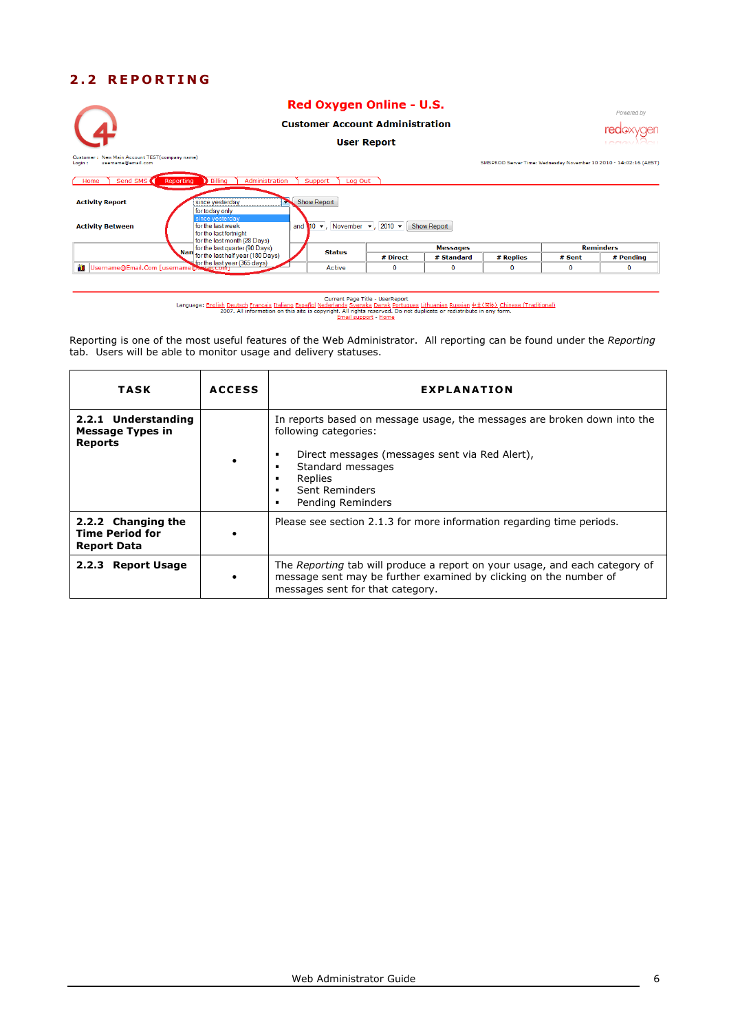## 2.2 REPORTING

Reporting is one of the most useful features of the Web Administrator. All reporting can be found under the *Reporting* tab. Users will be able to monitor usage and delivery statuses.

| TASK | ACCESS | EXPLANATION |
|---|---|---|
| **2.2.1 Understanding Message Types in Reports** | • | In reports based on message usage, the messages are broken down into the following categories:<br>▪ Direct messages (messages sent via Red Alert),<br>▪ Standard messages<br>▪ Replies<br>▪ Sent Reminders<br>▪ Pending Reminders |
| **2.2.2 Changing the Time Period for Report Data** | • | Please see section 2.1.3 for more information regarding time periods. |
| **2.2.3 Report Usage** | • | The *Reporting* tab will produce a report on your usage, and each category of message sent may be further examined by clicking on the number of messages sent for that category. |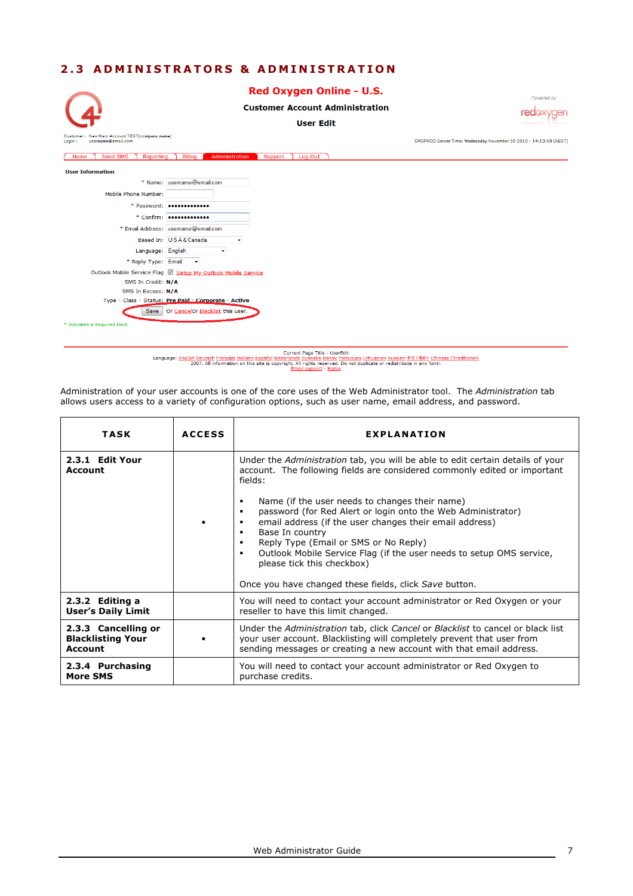## 2.3 ADMINISTRATORS & ADMINISTRATION

Red Oxygen Online - U.S.

Customer Account Administration

User Edit

Powered by redoxygen

Customer : New Main Account TEST(company name)
Login : username@email.com

SMSPROD Server Time: Wednesday November 10 2010 - 14:13:18 (AEST)

Home | Send SMS | Reporting | Billing | Administration | Support | Log Out

**User Information**

\* Name: username@email.com
Mobile Phone Number:
\* Password: •••••••••••••
\* Confirm: •••••••••••••
\* Email Address: username@email.com
Based In: USA & Canada
Language: English
\* Reply Type: Email
Outlook Mobile Service Flag: Setup My Outlook Mobile Service
SMS In Credit: N/A
SMS In Excess: N/A
Type - Class - Status: Pre Paid - Corporate - Active

Save Or Cancel Or Blacklist this user.

\* Indicates a Required Field.

Current Page Title - UserEdit
Language: English Deutsch Français Italiano Español Nederlands Svenska Dansk Portugues Lithuanian Russian 中文(简体) Chinese (Traditional)
2007. All information on this site is copyright. All rights reserved. Do not duplicate or redistribute in any form.
Email support - Home

Administration of your user accounts is one of the core uses of the Web Administrator tool. The *Administration* tab allows users access to a variety of configuration options, such as user name, email address, and password.

| TASK | ACCESS | EXPLANATION |
|---|---|---|
| **2.3.1 Edit Your Account** | • | Under the *Administration* tab, you will be able to edit certain details of your account. The following fields are considered commonly edited or important fields:<br><br>▪ Name (if the user needs to changes their name)<br>▪ password (for Red Alert or login onto the Web Administrator)<br>▪ email address (if the user changes their email address)<br>▪ Base In country<br>▪ Reply Type (Email or SMS or No Reply)<br>▪ Outlook Mobile Service Flag (if the user needs to setup OMS service, please tick this checkbox)<br><br>Once you have changed these fields, click *Save* button. |
| **2.3.2 Editing a User's Daily Limit** | | You will need to contact your account administrator or Red Oxygen or your reseller to have this limit changed. |
| **2.3.3 Cancelling or Blacklisting Your Account** | • | Under the *Administration* tab, click *Cancel* or *Blacklist* to cancel or black list your user account. Blacklisting will completely prevent that user from sending messages or creating a new account with that email address. |
| **2.3.4 Purchasing More SMS** | | You will need to contact your account administrator or Red Oxygen to purchase credits. |